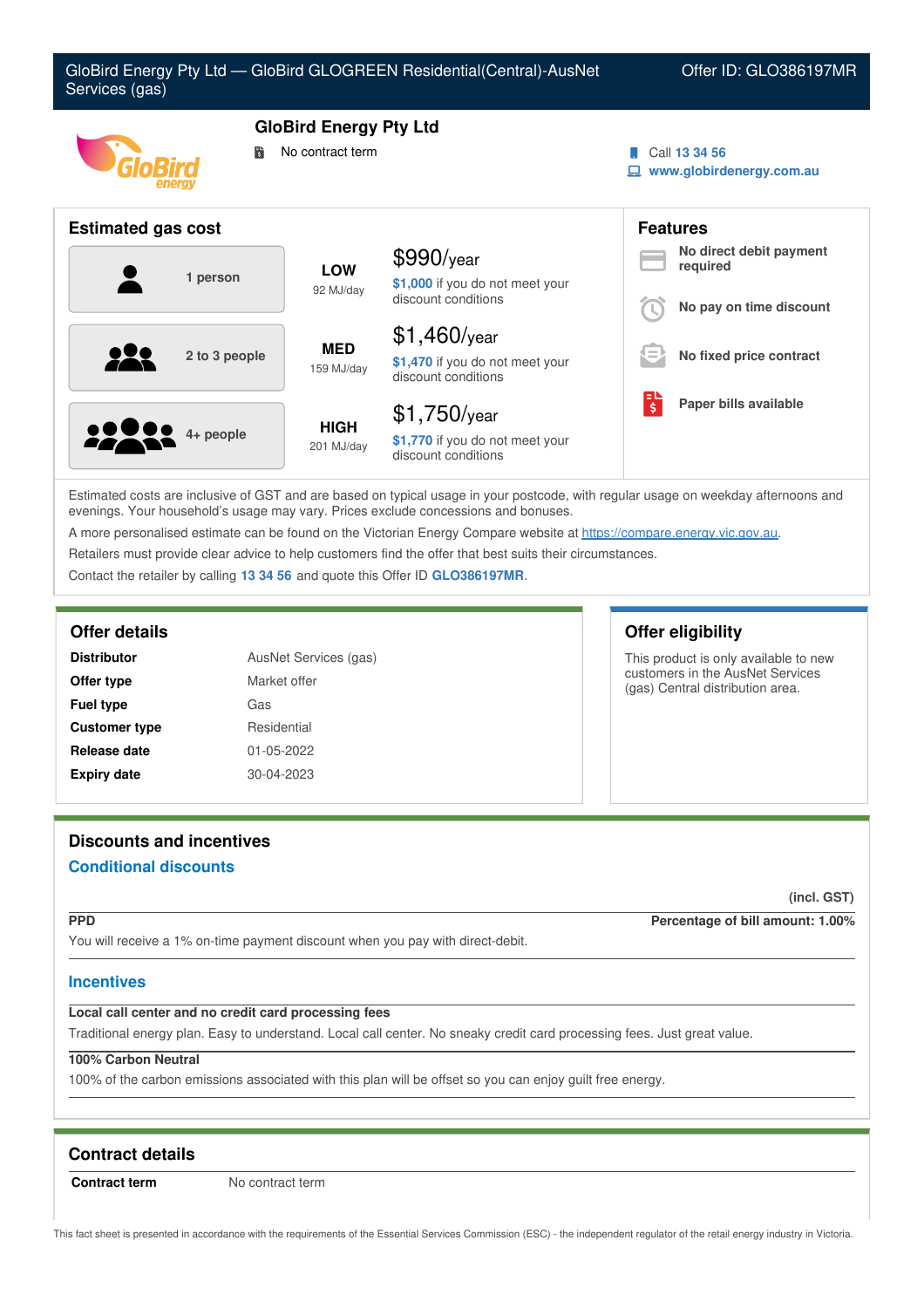# GloBird Energy Pty Ltd — GloBird GLOGREEN Residential(Central)-AusNet Services (gas)

Offer ID: GLO386197MR

## GloBird Energy Pty Ltd

No contract term

Call 13 34 56
www.globirdenergy.com.au

## Estimated gas cost

| Household | Usage | Estimated cost |
|---|---|---|
| 1 person | LOW 92 MJ/day | $990/year — $1,000 if you do not meet your discount conditions |
| 2 to 3 people | MED 159 MJ/day | $1,460/year — $1,470 if you do not meet your discount conditions |
| 4+ people | HIGH 201 MJ/day | $1,750/year — $1,770 if you do not meet your discount conditions |

## Features

- **No direct debit payment required**
- **No pay on time discount**
- **No fixed price contract**
- **Paper bills available**

Estimated costs are inclusive of GST and are based on typical usage in your postcode, with regular usage on weekday afternoons and evenings. Your household's usage may vary. Prices exclude concessions and bonuses.

A more personalised estimate can be found on the Victorian Energy Compare website at https://compare.energy.vic.gov.au.

Retailers must provide clear advice to help customers find the offer that best suits their circumstances.

Contact the retailer by calling 13 34 56 and quote this Offer ID GLO386197MR.

## Offer details

| | |
|---|---|
| **Distributor** | AusNet Services (gas) |
| **Offer type** | Market offer |
| **Fuel type** | Gas |
| **Customer type** | Residential |
| **Release date** | 01-05-2022 |
| **Expiry date** | 30-04-2023 |

## Offer eligibility

This product is only available to new customers in the AusNet Services (gas) Central distribution area.

## Discounts and incentives

### Conditional discounts

(incl. GST)

**PPD** — **Percentage of bill amount: 1.00%**

You will receive a 1% on-time payment discount when you pay with direct-debit.

### Incentives

**Local call center and no credit card processing fees**

Traditional energy plan. Easy to understand. Local call center. No sneaky credit card processing fees. Just great value.

**100% Carbon Neutral**

100% of the carbon emissions associated with this plan will be offset so you can enjoy guilt free energy.

## Contract details

| | |
|---|---|
| **Contract term** | No contract term |

This fact sheet is presented in accordance with the requirements of the Essential Services Commission (ESC) - the independent regulator of the retail energy industry in Victoria.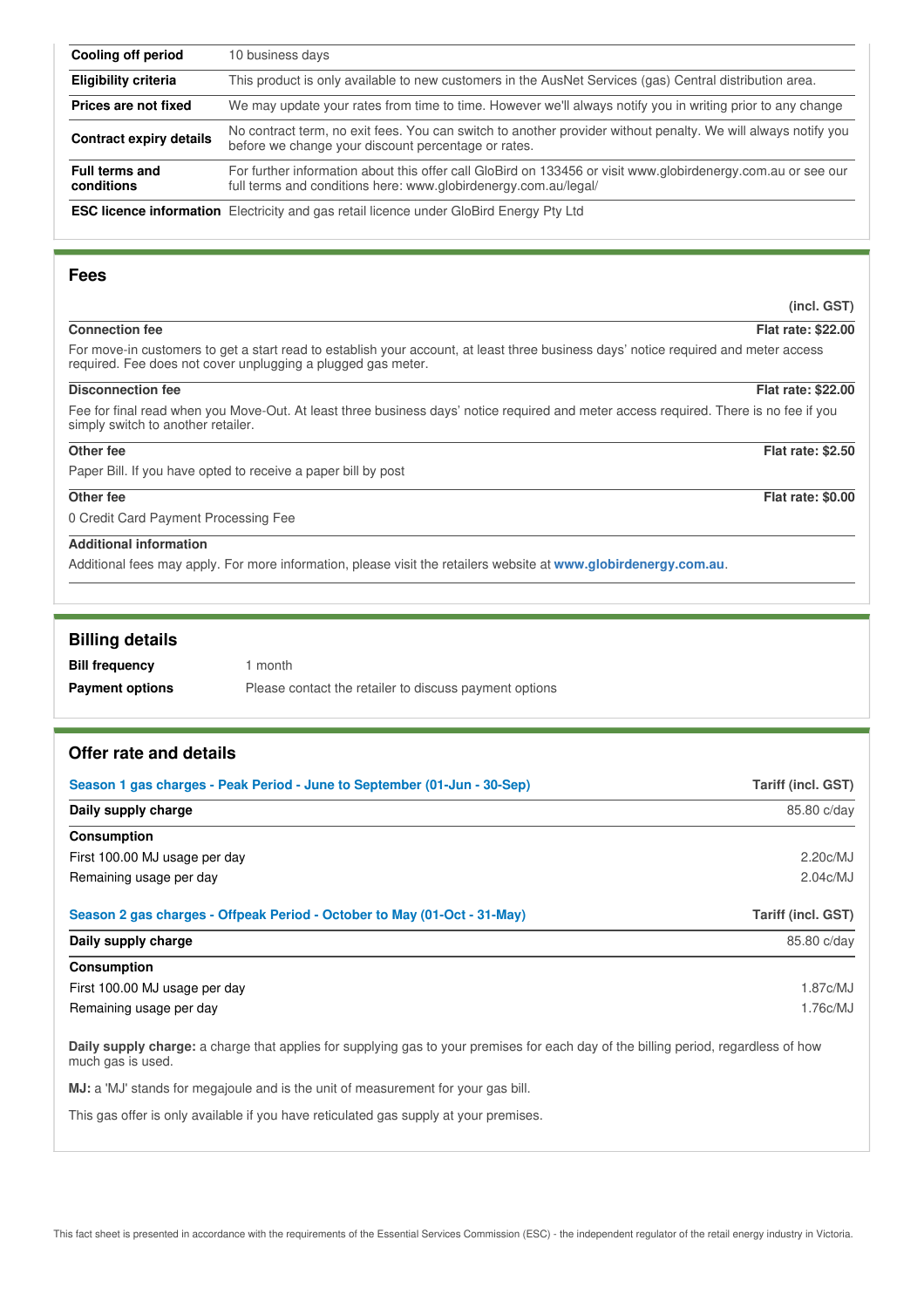| | |
|---|---|
| **Cooling off period** | 10 business days |
| **Eligibility criteria** | This product is only available to new customers in the AusNet Services (gas) Central distribution area. |
| **Prices are not fixed** | We may update your rates from time to time. However we'll always notify you in writing prior to any change |
| **Contract expiry details** | No contract term, no exit fees. You can switch to another provider without penalty. We will always notify you before we change your discount percentage or rates. |
| **Full terms and conditions** | For further information about this offer call GloBird on 133456 or visit www.globirdenergy.com.au or see our full terms and conditions here: www.globirdenergy.com.au/legal/ |
| **ESC licence information** | Electricity and gas retail licence under GloBird Energy Pty Ltd |

## Fees

| | (incl. GST) |
|---|---|
| **Connection fee** | **Flat rate: $22.00** |

For move-in customers to get a start read to establish your account, at least three business days' notice required and meter access required. Fee does not cover unplugging a plugged gas meter.

| | |
|---|---|
| **Disconnection fee** | **Flat rate: $22.00** |

Fee for final read when you Move-Out. At least three business days' notice required and meter access required. There is no fee if you simply switch to another retailer.

| | |
|---|---|
| **Other fee** | **Flat rate: $2.50** |

Paper Bill. If you have opted to receive a paper bill by post

| | |
|---|---|
| **Other fee** | **Flat rate: $0.00** |

0 Credit Card Payment Processing Fee

**Additional information**

Additional fees may apply. For more information, please visit the retailers website at **www.globirdenergy.com.au**.

## Billing details

| | |
|---|---|
| **Bill frequency** | 1 month |
| **Payment options** | Please contact the retailer to discuss payment options |

## Offer rate and details

| Season 1 gas charges - Peak Period - June to September (01-Jun - 30-Sep) | Tariff (incl. GST) |
|---|---|
| **Daily supply charge** | 85.80 c/day |
| **Consumption** | |
| First 100.00 MJ usage per day | 2.20c/MJ |
| Remaining usage per day | 2.04c/MJ |

| Season 2 gas charges - Offpeak Period - October to May (01-Oct - 31-May) | Tariff (incl. GST) |
|---|---|
| **Daily supply charge** | 85.80 c/day |
| **Consumption** | |
| First 100.00 MJ usage per day | 1.87c/MJ |
| Remaining usage per day | 1.76c/MJ |

**Daily supply charge:** a charge that applies for supplying gas to your premises for each day of the billing period, regardless of how much gas is used.

**MJ:** a 'MJ' stands for megajoule and is the unit of measurement for your gas bill.

This gas offer is only available if you have reticulated gas supply at your premises.

This fact sheet is presented in accordance with the requirements of the Essential Services Commission (ESC) - the independent regulator of the retail energy industry in Victoria.